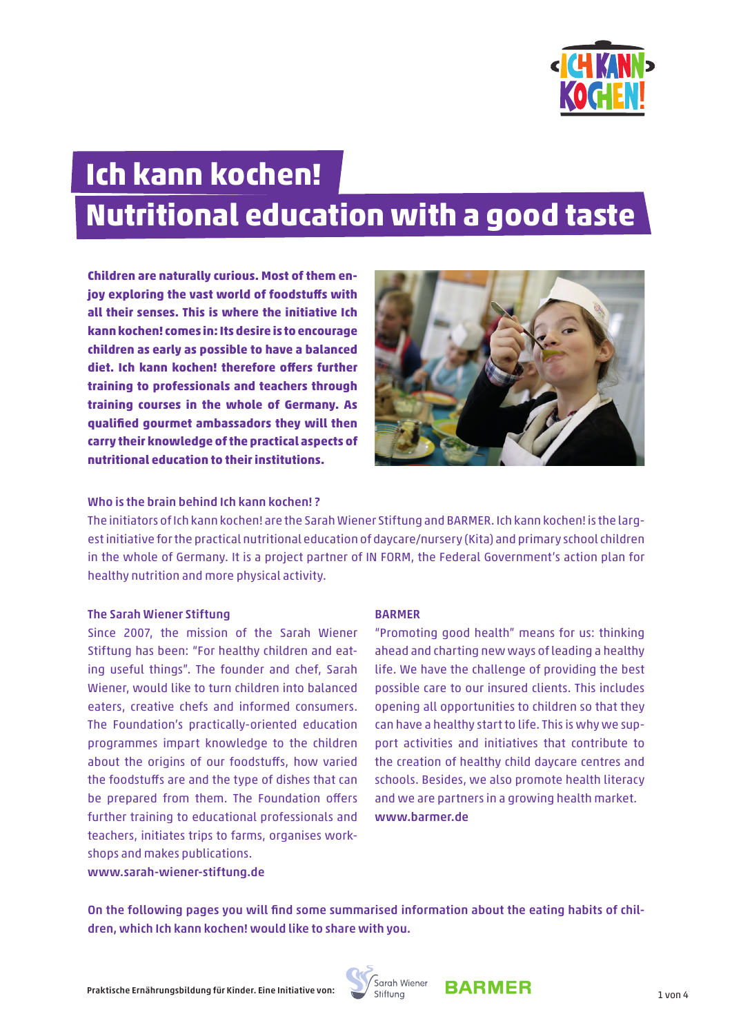# Ich kann kochen!
# Nutritional education with a good taste

**Children are naturally curious. Most of them enjoy exploring the vast world of foodstuffs with all their senses. This is where the initiative Ich kann kochen! comes in: Its desire is to encourage children as early as possible to have a balanced diet. Ich kann kochen! therefore offers further training to professionals and teachers through training courses in the whole of Germany. As qualified gourmet ambassadors they will then carry their knowledge of the practical aspects of nutritional education to their institutions.**

### Who is the brain behind Ich kann kochen! ?

The initiators of Ich kann kochen! are the Sarah Wiener Stiftung and BARMER. Ich kann kochen! is the largest initiative for the practical nutritional education of daycare/nursery (Kita) and primary school children in the whole of Germany. It is a project partner of IN FORM, the Federal Government's action plan for healthy nutrition and more physical activity.

### The Sarah Wiener Stiftung

Since 2007, the mission of the Sarah Wiener Stiftung has been: "For healthy children and eating useful things". The founder and chef, Sarah Wiener, would like to turn children into balanced eaters, creative chefs and informed consumers. The Foundation's practically-oriented education programmes impart knowledge to the children about the origins of our foodstuffs, how varied the foodstuffs are and the type of dishes that can be prepared from them. The Foundation offers further training to educational professionals and teachers, initiates trips to farms, organises workshops and makes publications.
www.sarah-wiener-stiftung.de

### BARMER

"Promoting good health" means for us: thinking ahead and charting new ways of leading a healthy life. We have the challenge of providing the best possible care to our insured clients. This includes opening all opportunities to children so that they can have a healthy start to life. This is why we support activities and initiatives that contribute to the creation of healthy child daycare centres and schools. Besides, we also promote health literacy and we are partners in a growing health market.
**www.barmer.de**

On the following pages you will find some summarised information about the eating habits of children, which Ich kann kochen! would like to share with you.

Praktische Ernährungsbildung für Kinder. Eine Initiative von: Sarah Wiener Stiftung BARMER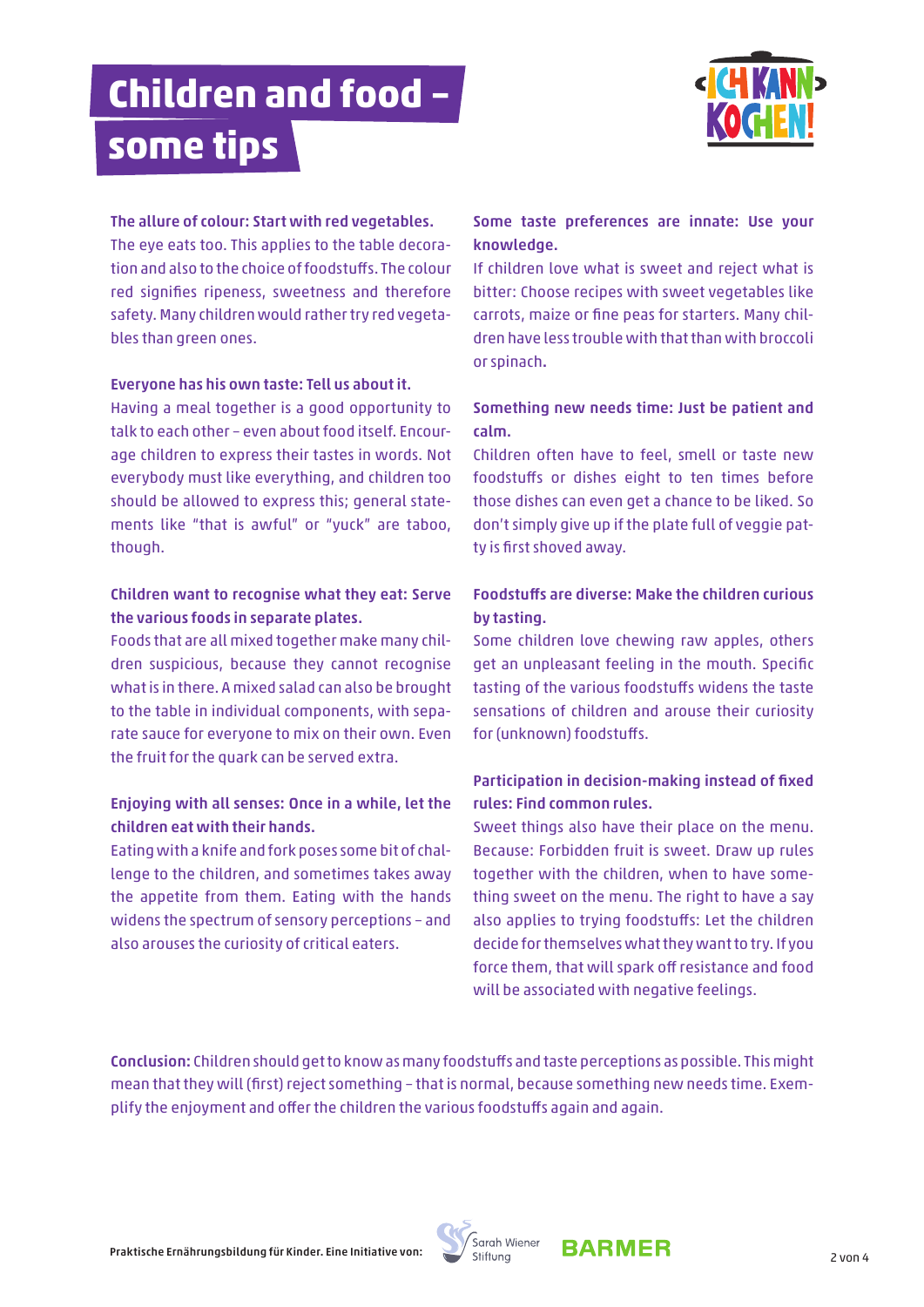# Children and food – some tips

**The allure of colour: Start with red vegetables.**
The eye eats too. This applies to the table decoration and also to the choice of foodstuffs. The colour red signifies ripeness, sweetness and therefore safety. Many children would rather try red vegetables than green ones.

**Everyone has his own taste: Tell us about it.**
Having a meal together is a good opportunity to talk to each other – even about food itself. Encourage children to express their tastes in words. Not everybody must like everything, and children too should be allowed to express this; general statements like "that is awful" or "yuck" are taboo, though.

**Children want to recognise what they eat: Serve the various foods in separate plates.**
Foods that are all mixed together make many children suspicious, because they cannot recognise what is in there. A mixed salad can also be brought to the table in individual components, with separate sauce for everyone to mix on their own. Even the fruit for the quark can be served extra.

**Enjoying with all senses: Once in a while, let the children eat with their hands.**
Eating with a knife and fork poses some bit of challenge to the children, and sometimes takes away the appetite from them. Eating with the hands widens the spectrum of sensory perceptions – and also arouses the curiosity of critical eaters.

**Some taste preferences are innate: Use your knowledge.**
If children love what is sweet and reject what is bitter: Choose recipes with sweet vegetables like carrots, maize or fine peas for starters. Many children have less trouble with that than with broccoli or spinach.

**Something new needs time: Just be patient and calm.**
Children often have to feel, smell or taste new foodstuffs or dishes eight to ten times before those dishes can even get a chance to be liked. So don't simply give up if the plate full of veggie patty is first shoved away.

**Foodstuffs are diverse: Make the children curious by tasting.**
Some children love chewing raw apples, others get an unpleasant feeling in the mouth. Specific tasting of the various foodstuffs widens the taste sensations of children and arouse their curiosity for (unknown) foodstuffs.

**Participation in decision-making instead of fixed rules: Find common rules.**
Sweet things also have their place on the menu. Because: Forbidden fruit is sweet. Draw up rules together with the children, when to have something sweet on the menu. The right to have a say also applies to trying foodstuffs: Let the children decide for themselves what they want to try. If you force them, that will spark off resistance and food will be associated with negative feelings.

**Conclusion:** Children should get to know as many foodstuffs and taste perceptions as possible. This might mean that they will (first) reject something – that is normal, because something new needs time. Exemplify the enjoyment and offer the children the various foodstuffs again and again.

Praktische Ernährungsbildung für Kinder. Eine Initiative von: Sarah Wiener Stiftung BARMER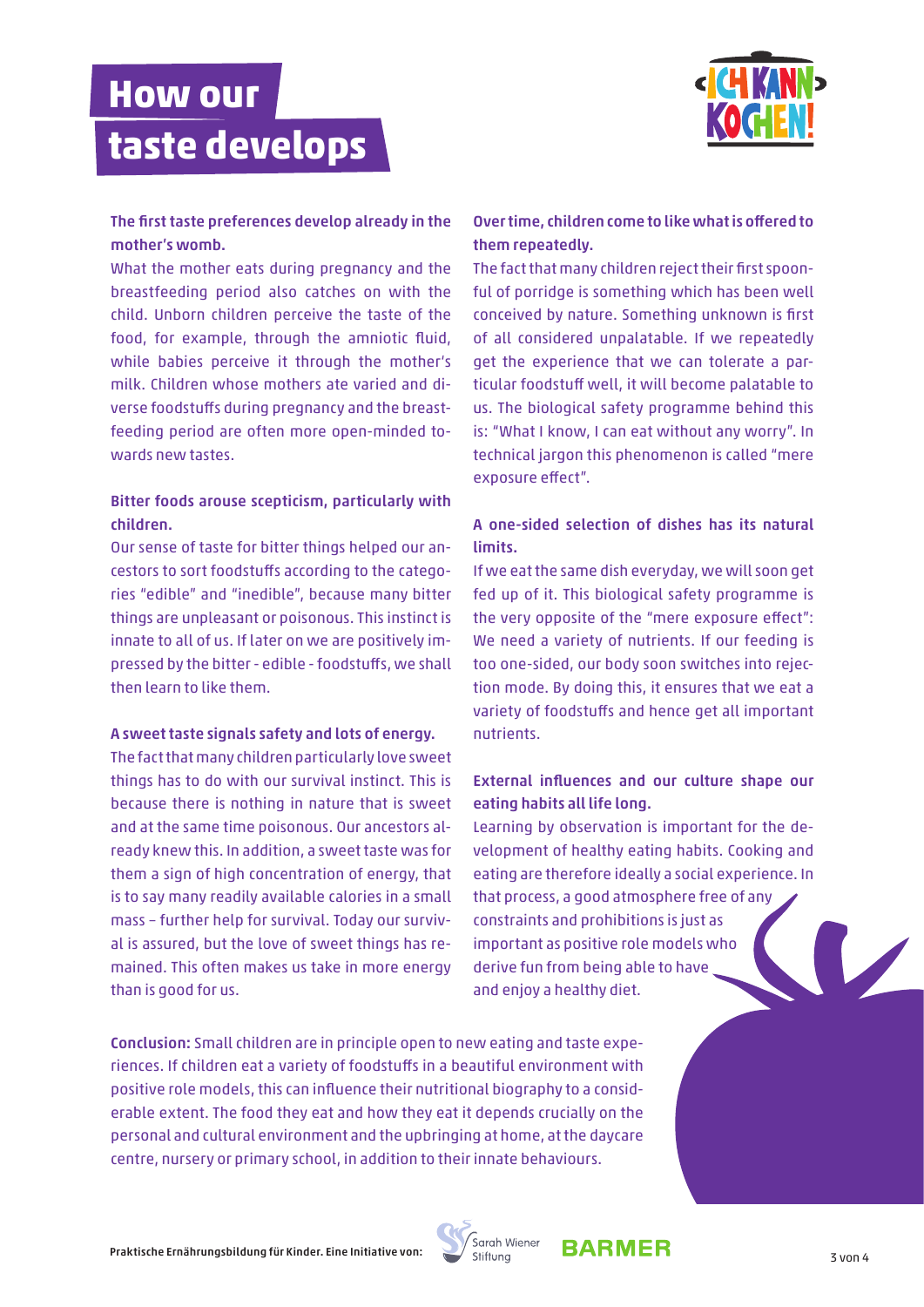# How our taste develops

**The first taste preferences develop already in the mother's womb.**

What the mother eats during pregnancy and the breastfeeding period also catches on with the child. Unborn children perceive the taste of the food, for example, through the amniotic fluid, while babies perceive it through the mother's milk. Children whose mothers ate varied and diverse foodstuffs during pregnancy and the breastfeeding period are often more open-minded towards new tastes.

**Bitter foods arouse scepticism, particularly with children.**

Our sense of taste for bitter things helped our ancestors to sort foodstuffs according to the categories "edible" and "inedible", because many bitter things are unpleasant or poisonous. This instinct is innate to all of us. If later on we are positively impressed by the bitter - edible - foodstuffs, we shall then learn to like them.

**A sweet taste signals safety and lots of energy.**

The fact that many children particularly love sweet things has to do with our survival instinct. This is because there is nothing in nature that is sweet and at the same time poisonous. Our ancestors already knew this. In addition, a sweet taste was for them a sign of high concentration of energy, that is to say many readily available calories in a small mass – further help for survival. Today our survival is assured, but the love of sweet things has remained. This often makes us take in more energy than is good for us.

**Over time, children come to like what is offered to them repeatedly.**

The fact that many children reject their first spoonful of porridge is something which has been well conceived by nature. Something unknown is first of all considered unpalatable. If we repeatedly get the experience that we can tolerate a particular foodstuff well, it will become palatable to us. The biological safety programme behind this is: "What I know, I can eat without any worry". In technical jargon this phenomenon is called "mere exposure effect".

**A one-sided selection of dishes has its natural limits.**

If we eat the same dish everyday, we will soon get fed up of it. This biological safety programme is the very opposite of the "mere exposure effect": We need a variety of nutrients. If our feeding is too one-sided, our body soon switches into rejection mode. By doing this, it ensures that we eat a variety of foodstuffs and hence get all important nutrients.

**External influences and our culture shape our eating habits all life long.**

Learning by observation is important for the development of healthy eating habits. Cooking and eating are therefore ideally a social experience. In that process, a good atmosphere free of any constraints and prohibitions is just as important as positive role models who derive fun from being able to have and enjoy a healthy diet.

**Conclusion:** Small children are in principle open to new eating and taste experiences. If children eat a variety of foodstuffs in a beautiful environment with positive role models, this can influence their nutritional biography to a considerable extent. The food they eat and how they eat it depends crucially on the personal and cultural environment and the upbringing at home, at the daycare centre, nursery or primary school, in addition to their innate behaviours.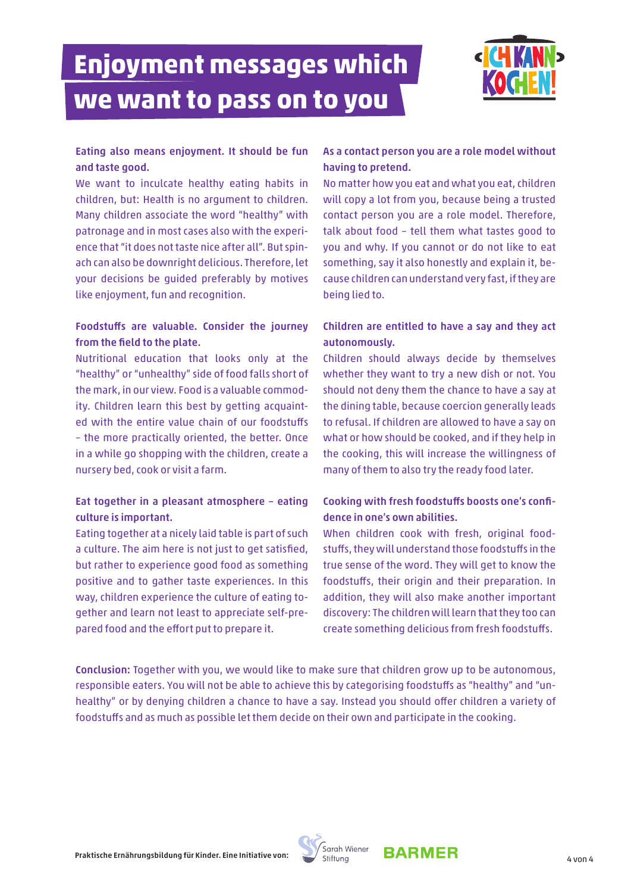# Enjoyment messages which we want to pass on to you

**Eating also means enjoyment. It should be fun and taste good.**

We want to inculcate healthy eating habits in children, but: Health is no argument to children. Many children associate the word "healthy" with patronage and in most cases also with the experience that "it does not taste nice after all". But spinach can also be downright delicious. Therefore, let your decisions be guided preferably by motives like enjoyment, fun and recognition.

**Foodstuffs are valuable. Consider the journey from the field to the plate.**

Nutritional education that looks only at the "healthy" or "unhealthy" side of food falls short of the mark, in our view. Food is a valuable commodity. Children learn this best by getting acquainted with the entire value chain of our foodstuffs – the more practically oriented, the better. Once in a while go shopping with the children, create a nursery bed, cook or visit a farm.

**Eat together in a pleasant atmosphere – eating culture is important.**

Eating together at a nicely laid table is part of such a culture. The aim here is not just to get satisfied, but rather to experience good food as something positive and to gather taste experiences. In this way, children experience the culture of eating together and learn not least to appreciate self-prepared food and the effort put to prepare it.

**As a contact person you are a role model without having to pretend.**

No matter how you eat and what you eat, children will copy a lot from you, because being a trusted contact person you are a role model. Therefore, talk about food – tell them what tastes good to you and why. If you cannot or do not like to eat something, say it also honestly and explain it, because children can understand very fast, if they are being lied to.

**Children are entitled to have a say and they act autonomously.**

Children should always decide by themselves whether they want to try a new dish or not. You should not deny them the chance to have a say at the dining table, because coercion generally leads to refusal. If children are allowed to have a say on what or how should be cooked, and if they help in the cooking, this will increase the willingness of many of them to also try the ready food later.

**Cooking with fresh foodstuffs boosts one's confidence in one's own abilities.**

When children cook with fresh, original foodstuffs, they will understand those foodstuffs in the true sense of the word. They will get to know the foodstuffs, their origin and their preparation. In addition, they will also make another important discovery: The children will learn that they too can create something delicious from fresh foodstuffs.

**Conclusion:** Together with you, we would like to make sure that children grow up to be autonomous, responsible eaters. You will not be able to achieve this by categorising foodstuffs as "healthy" and "unhealthy" or by denying children a chance to have a say. Instead you should offer children a variety of foodstuffs and as much as possible let them decide on their own and participate in the cooking.

Praktische Ernährungsbildung für Kinder. Eine Initiative von: Sarah Wiener Stiftung BARMER